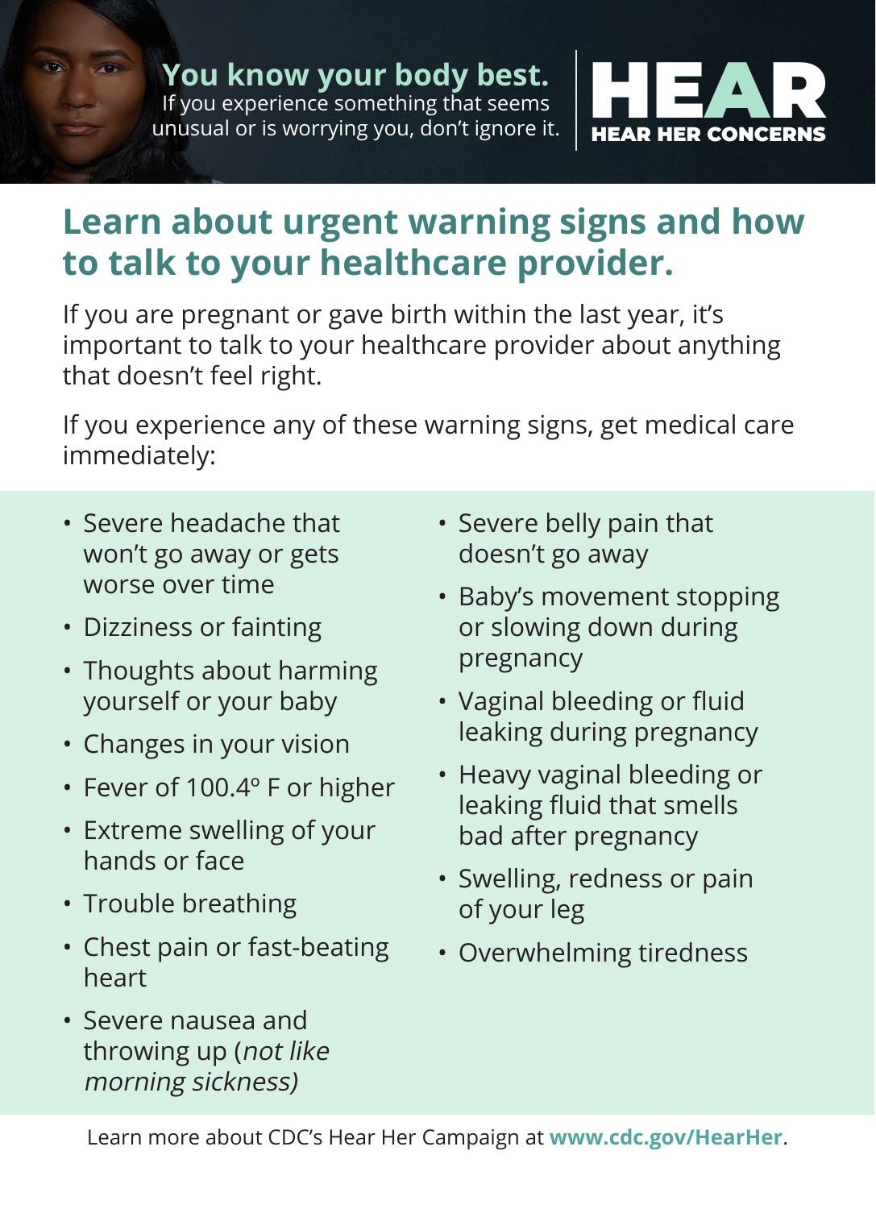**You know your body best.**
If you experience something that seems unusual or is worrying you, don't ignore it.

**HEAR**
**HEAR HER CONCERNS**

## Learn about urgent warning signs and how to talk to your healthcare provider.

If you are pregnant or gave birth within the last year, it's important to talk to your healthcare provider about anything that doesn't feel right.

If you experience any of these warning signs, get medical care immediately:

- Severe headache that won't go away or gets worse over time
- Dizziness or fainting
- Thoughts about harming yourself or your baby
- Changes in your vision
- Fever of 100.4º F or higher
- Extreme swelling of your hands or face
- Trouble breathing
- Chest pain or fast-beating heart
- Severe nausea and throwing up (*not like morning sickness)*
- Severe belly pain that doesn't go away
- Baby's movement stopping or slowing down during pregnancy
- Vaginal bleeding or fluid leaking during pregnancy
- Heavy vaginal bleeding or leaking fluid that smells bad after pregnancy
- Swelling, redness or pain of your leg
- Overwhelming tiredness

Learn more about CDC's Hear Her Campaign at **www.cdc.gov/HearHer**.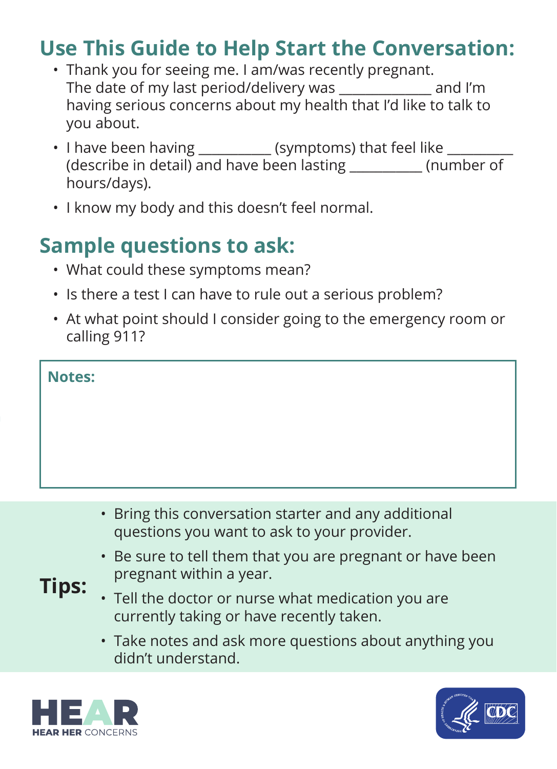## Use This Guide to Help Start the Conversation:

- Thank you for seeing me. I am/was recently pregnant. The date of my last period/delivery was ____________ and I'm having serious concerns about my health that I'd like to talk to you about.
- I have been having __________ (symptoms) that feel like _________ (describe in detail) and have been lasting __________ (number of hours/days).
- I know my body and this doesn't feel normal.

## Sample questions to ask:

- What could these symptoms mean?
- Is there a test I can have to rule out a serious problem?
- At what point should I consider going to the emergency room or calling 911?

**Notes:**

**Tips:**

- Bring this conversation starter and any additional questions you want to ask to your provider.
- Be sure to tell them that you are pregnant or have been pregnant within a year.
- Tell the doctor or nurse what medication you are currently taking or have recently taken.
- Take notes and ask more questions about anything you didn't understand.

HEAR HER CONCERNS

CDC